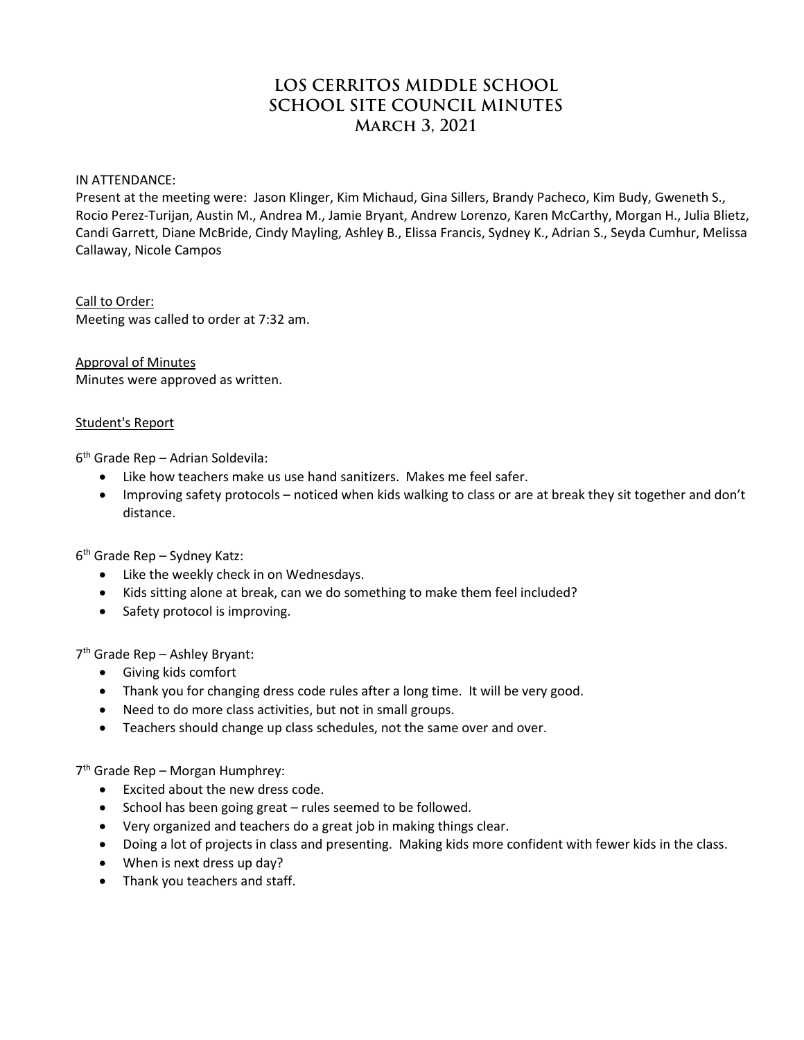# LOS CERRITOS MIDDLE SCHOOL
# SCHOOL SITE COUNCIL MINUTES
# March 3, 2021

IN ATTENDANCE:
Present at the meeting were: Jason Klinger, Kim Michaud, Gina Sillers, Brandy Pacheco, Kim Budy, Gweneth S., Rocio Perez-Turijan, Austin M., Andrea M., Jamie Bryant, Andrew Lorenzo, Karen McCarthy, Morgan H., Julia Blietz, Candi Garrett, Diane McBride, Cindy Mayling, Ashley B., Elissa Francis, Sydney K., Adrian S., Seyda Cumhur, Melissa Callaway, Nicole Campos

Call to Order:
Meeting was called to order at 7:32 am.

Approval of Minutes
Minutes were approved as written.

Student's Report

6th Grade Rep – Adrian Soldevila:

- Like how teachers make us use hand sanitizers. Makes me feel safer.
- Improving safety protocols – noticed when kids walking to class or are at break they sit together and don't distance.

6th Grade Rep – Sydney Katz:

- Like the weekly check in on Wednesdays.
- Kids sitting alone at break, can we do something to make them feel included?
- Safety protocol is improving.

7th Grade Rep – Ashley Bryant:

- Giving kids comfort
- Thank you for changing dress code rules after a long time. It will be very good.
- Need to do more class activities, but not in small groups.
- Teachers should change up class schedules, not the same over and over.

7th Grade Rep – Morgan Humphrey:

- Excited about the new dress code.
- School has been going great – rules seemed to be followed.
- Very organized and teachers do a great job in making things clear.
- Doing a lot of projects in class and presenting. Making kids more confident with fewer kids in the class.
- When is next dress up day?
- Thank you teachers and staff.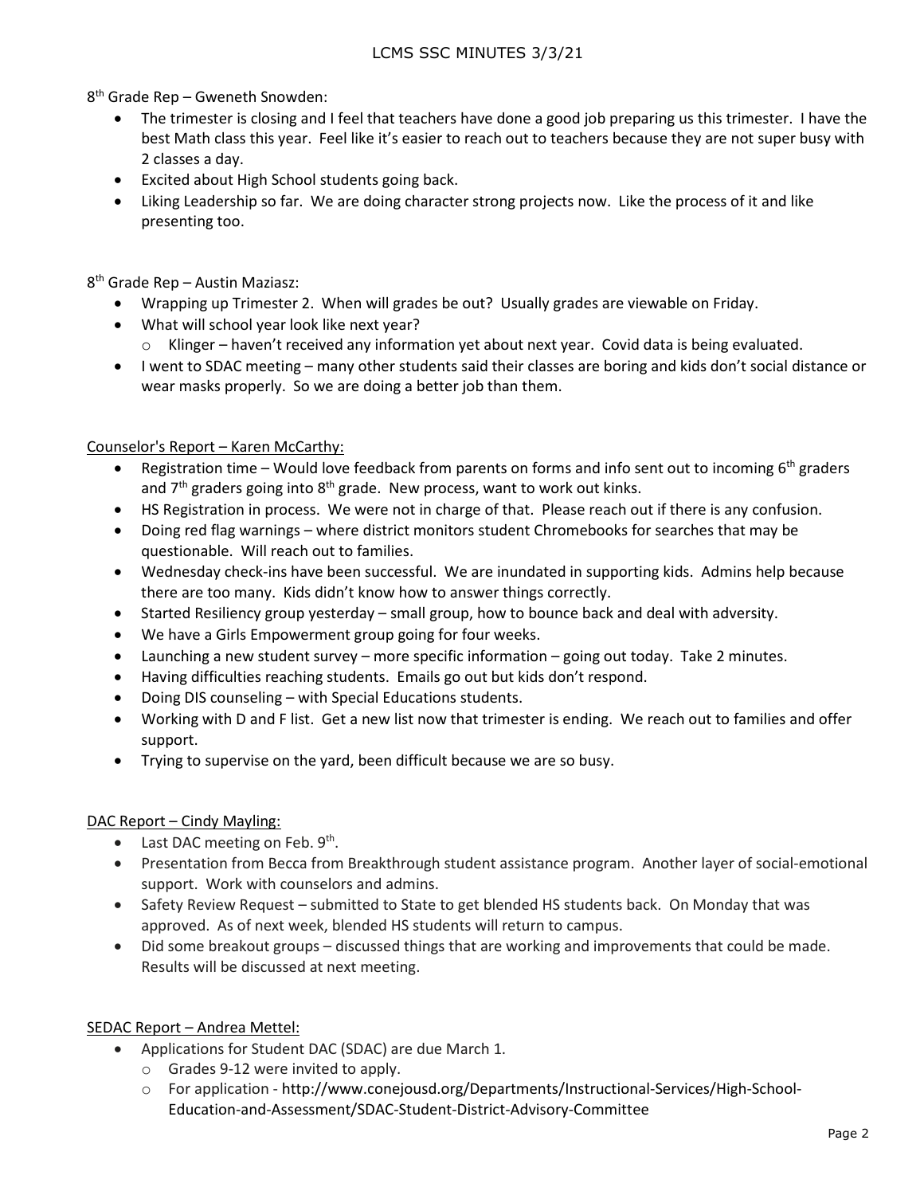8th Grade Rep – Gweneth Snowden:

- The trimester is closing and I feel that teachers have done a good job preparing us this trimester. I have the best Math class this year. Feel like it's easier to reach out to teachers because they are not super busy with 2 classes a day.
- Excited about High School students going back.
- Liking Leadership so far. We are doing character strong projects now. Like the process of it and like presenting too.

8th Grade Rep – Austin Maziasz:

- Wrapping up Trimester 2. When will grades be out? Usually grades are viewable on Friday.
- What will school year look like next year?
  - Klinger – haven't received any information yet about next year. Covid data is being evaluated.
- I went to SDAC meeting – many other students said their classes are boring and kids don't social distance or wear masks properly. So we are doing a better job than them.

Counselor's Report – Karen McCarthy:

- Registration time – Would love feedback from parents on forms and info sent out to incoming 6th graders and 7th graders going into 8th grade. New process, want to work out kinks.
- HS Registration in process. We were not in charge of that. Please reach out if there is any confusion.
- Doing red flag warnings – where district monitors student Chromebooks for searches that may be questionable. Will reach out to families.
- Wednesday check-ins have been successful. We are inundated in supporting kids. Admins help because there are too many. Kids didn't know how to answer things correctly.
- Started Resiliency group yesterday – small group, how to bounce back and deal with adversity.
- We have a Girls Empowerment group going for four weeks.
- Launching a new student survey – more specific information – going out today. Take 2 minutes.
- Having difficulties reaching students. Emails go out but kids don't respond.
- Doing DIS counseling – with Special Educations students.
- Working with D and F list. Get a new list now that trimester is ending. We reach out to families and offer support.
- Trying to supervise on the yard, been difficult because we are so busy.

DAC Report – Cindy Mayling:

- Last DAC meeting on Feb. 9th.
- Presentation from Becca from Breakthrough student assistance program. Another layer of social-emotional support. Work with counselors and admins.
- Safety Review Request – submitted to State to get blended HS students back. On Monday that was approved. As of next week, blended HS students will return to campus.
- Did some breakout groups – discussed things that are working and improvements that could be made. Results will be discussed at next meeting.

SEDAC Report – Andrea Mettel:

- Applications for Student DAC (SDAC) are due March 1.
  - Grades 9-12 were invited to apply.
  - For application - http://www.conejousd.org/Departments/Instructional-Services/High-School-Education-and-Assessment/SDAC-Student-District-Advisory-Committee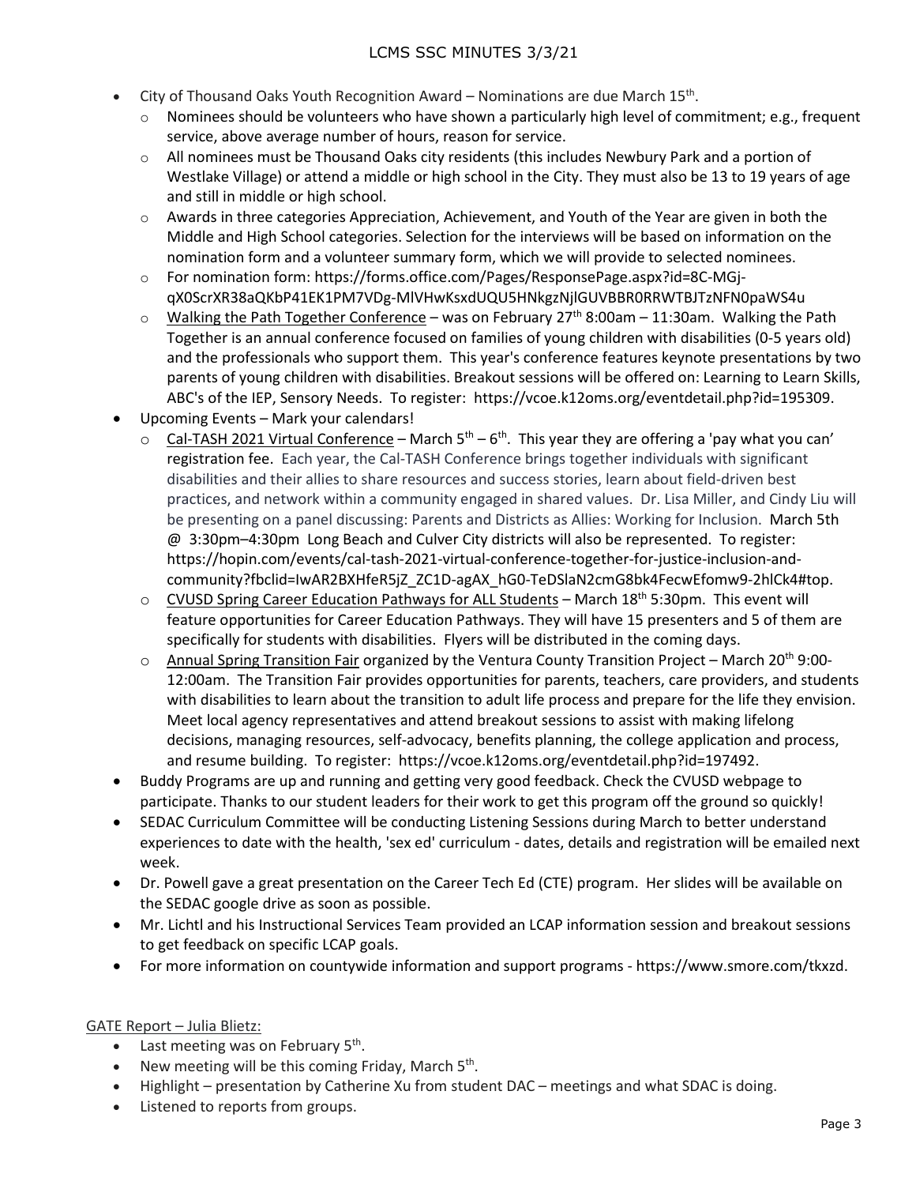- City of Thousand Oaks Youth Recognition Award – Nominations are due March 15th.
  - Nominees should be volunteers who have shown a particularly high level of commitment; e.g., frequent service, above average number of hours, reason for service.
  - All nominees must be Thousand Oaks city residents (this includes Newbury Park and a portion of Westlake Village) or attend a middle or high school in the City. They must also be 13 to 19 years of age and still in middle or high school.
  - Awards in three categories Appreciation, Achievement, and Youth of the Year are given in both the Middle and High School categories. Selection for the interviews will be based on information on the nomination form and a volunteer summary form, which we will provide to selected nominees.
  - For nomination form: https://forms.office.com/Pages/ResponsePage.aspx?id=8C-MGj-qX0ScrXR38aQKbP41EK1PM7VDg-MlVHwKsxdUQU5HNkgzNjlGUVBBR0RRWTBJTzNFN0paWS4u
  - Walking the Path Together Conference – was on February 27th 8:00am – 11:30am. Walking the Path Together is an annual conference focused on families of young children with disabilities (0-5 years old) and the professionals who support them. This year's conference features keynote presentations by two parents of young children with disabilities. Breakout sessions will be offered on: Learning to Learn Skills, ABC's of the IEP, Sensory Needs. To register: https://vcoe.k12oms.org/eventdetail.php?id=195309.
- Upcoming Events – Mark your calendars!
  - Cal-TASH 2021 Virtual Conference – March 5th – 6th. This year they are offering a 'pay what you can' registration fee. Each year, the Cal-TASH Conference brings together individuals with significant disabilities and their allies to share resources and success stories, learn about field-driven best practices, and network within a community engaged in shared values. Dr. Lisa Miller, and Cindy Liu will be presenting on a panel discussing: Parents and Districts as Allies: Working for Inclusion. March 5th @ 3:30pm–4:30pm Long Beach and Culver City districts will also be represented. To register: https://hopin.com/events/cal-tash-2021-virtual-conference-together-for-justice-inclusion-and-community?fbclid=IwAR2BXHfeR5jZ_ZC1D-agAX_hG0-TeDSlaN2cmG8bk4FecwEfomw9-2hlCk4#top.
  - CVUSD Spring Career Education Pathways for ALL Students – March 18th 5:30pm. This event will feature opportunities for Career Education Pathways. They will have 15 presenters and 5 of them are specifically for students with disabilities. Flyers will be distributed in the coming days.
  - Annual Spring Transition Fair organized by the Ventura County Transition Project – March 20th 9:00-12:00am. The Transition Fair provides opportunities for parents, teachers, care providers, and students with disabilities to learn about the transition to adult life process and prepare for the life they envision. Meet local agency representatives and attend breakout sessions to assist with making lifelong decisions, managing resources, self-advocacy, benefits planning, the college application and process, and resume building. To register: https://vcoe.k12oms.org/eventdetail.php?id=197492.
- Buddy Programs are up and running and getting very good feedback. Check the CVUSD webpage to participate. Thanks to our student leaders for their work to get this program off the ground so quickly!
- SEDAC Curriculum Committee will be conducting Listening Sessions during March to better understand experiences to date with the health, 'sex ed' curriculum - dates, details and registration will be emailed next week.
- Dr. Powell gave a great presentation on the Career Tech Ed (CTE) program. Her slides will be available on the SEDAC google drive as soon as possible.
- Mr. Lichtl and his Instructional Services Team provided an LCAP information session and breakout sessions to get feedback on specific LCAP goals.
- For more information on countywide information and support programs - https://www.smore.com/tkxzd.

GATE Report – Julia Blietz:

- Last meeting was on February 5th.
- New meeting will be this coming Friday, March 5th.
- Highlight – presentation by Catherine Xu from student DAC – meetings and what SDAC is doing.
- Listened to reports from groups.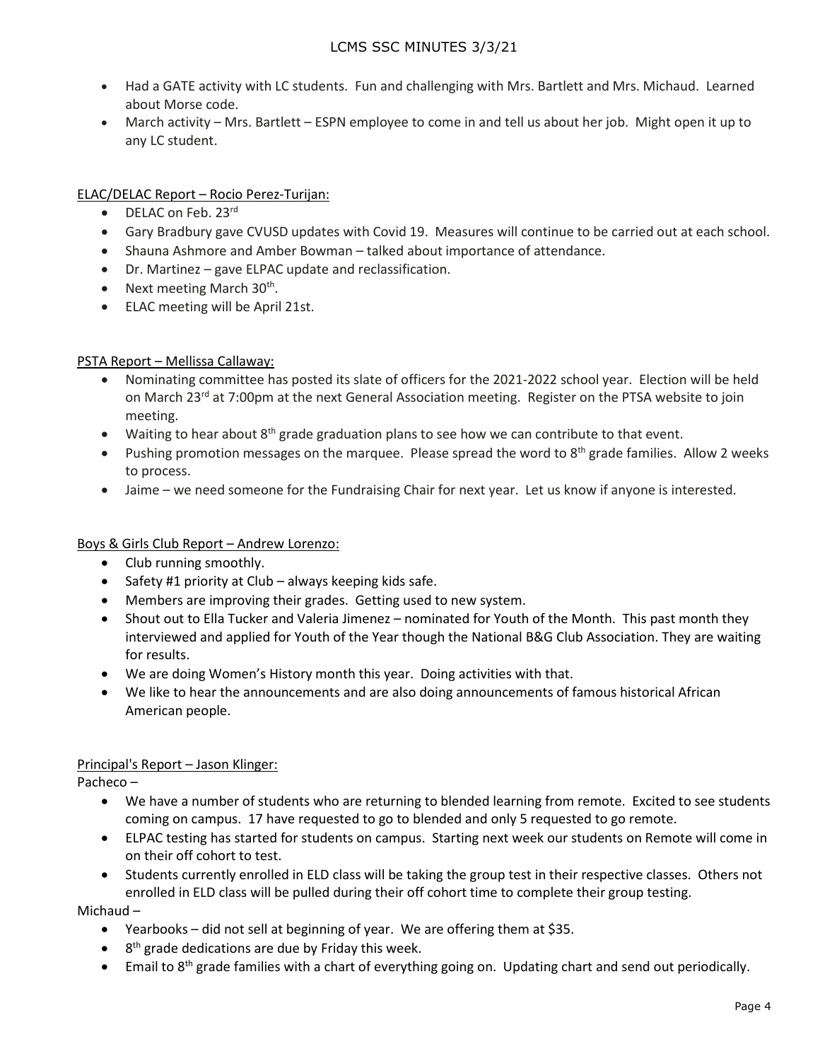- Had a GATE activity with LC students. Fun and challenging with Mrs. Bartlett and Mrs. Michaud. Learned about Morse code.
- March activity – Mrs. Bartlett – ESPN employee to come in and tell us about her job. Might open it up to any LC student.

<u>ELAC/DELAC Report – Rocio Perez-Turijan:</u>

- DELAC on Feb. 23rd
- Gary Bradbury gave CVUSD updates with Covid 19. Measures will continue to be carried out at each school.
- Shauna Ashmore and Amber Bowman – talked about importance of attendance.
- Dr. Martinez – gave ELPAC update and reclassification.
- Next meeting March 30th.
- ELAC meeting will be April 21st.

<u>PSTA Report – Mellissa Callaway:</u>

- Nominating committee has posted its slate of officers for the 2021-2022 school year. Election will be held on March 23rd at 7:00pm at the next General Association meeting. Register on the PTSA website to join meeting.
- Waiting to hear about 8th grade graduation plans to see how we can contribute to that event.
- Pushing promotion messages on the marquee. Please spread the word to 8th grade families. Allow 2 weeks to process.
- Jaime – we need someone for the Fundraising Chair for next year. Let us know if anyone is interested.

<u>Boys & Girls Club Report – Andrew Lorenzo:</u>

- Club running smoothly.
- Safety #1 priority at Club – always keeping kids safe.
- Members are improving their grades. Getting used to new system.
- Shout out to Ella Tucker and Valeria Jimenez – nominated for Youth of the Month. This past month they interviewed and applied for Youth of the Year though the National B&G Club Association. They are waiting for results.
- We are doing Women's History month this year. Doing activities with that.
- We like to hear the announcements and are also doing announcements of famous historical African American people.

<u>Principal's Report – Jason Klinger:</u>

Pacheco –

- We have a number of students who are returning to blended learning from remote. Excited to see students coming on campus. 17 have requested to go to blended and only 5 requested to go remote.
- ELPAC testing has started for students on campus. Starting next week our students on Remote will come in on their off cohort to test.
- Students currently enrolled in ELD class will be taking the group test in their respective classes. Others not enrolled in ELD class will be pulled during their off cohort time to complete their group testing.

Michaud –

- Yearbooks – did not sell at beginning of year. We are offering them at $35.
- 8th grade dedications are due by Friday this week.
- Email to 8th grade families with a chart of everything going on. Updating chart and send out periodically.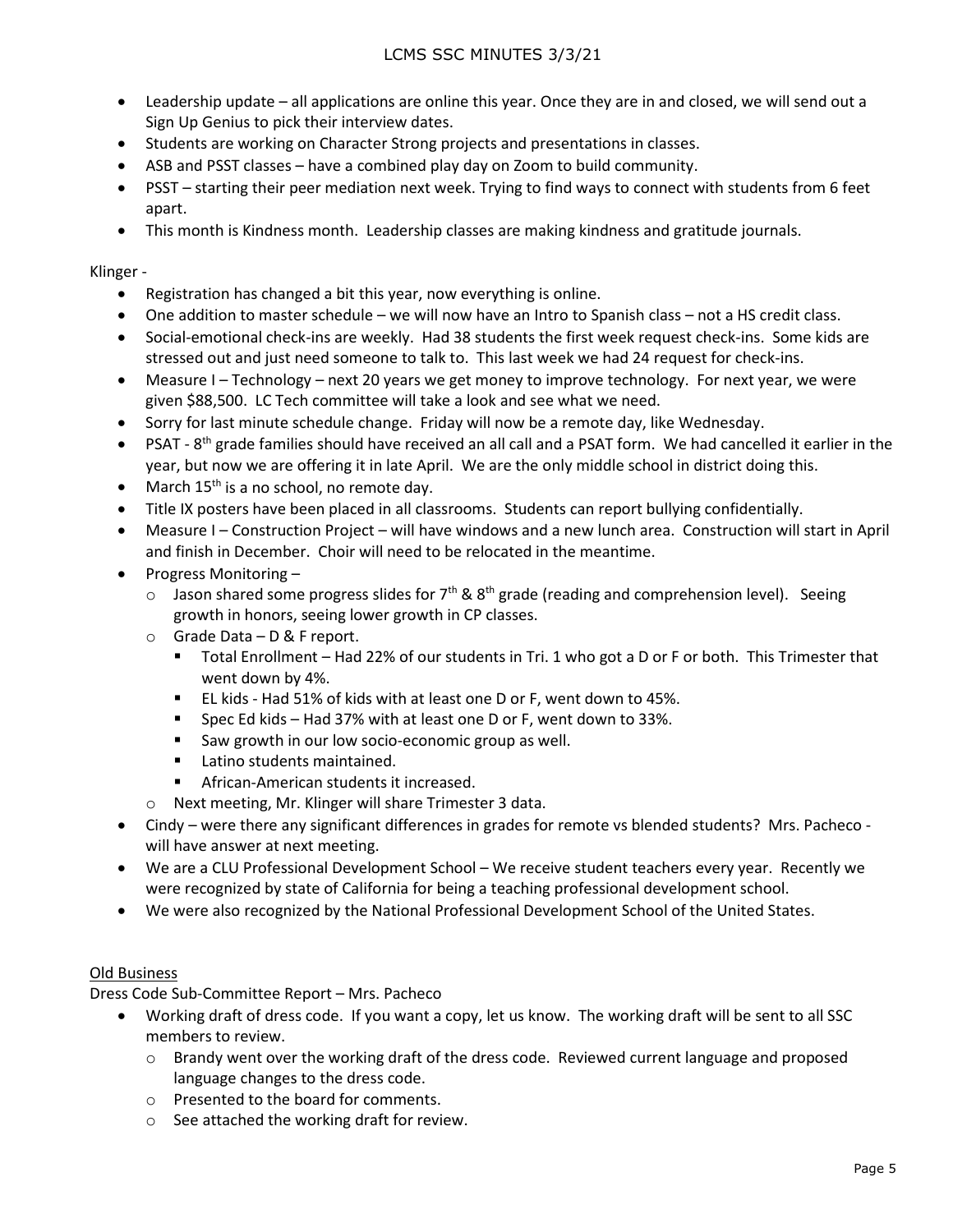- Leadership update – all applications are online this year. Once they are in and closed, we will send out a Sign Up Genius to pick their interview dates.
- Students are working on Character Strong projects and presentations in classes.
- ASB and PSST classes – have a combined play day on Zoom to build community.
- PSST – starting their peer mediation next week. Trying to find ways to connect with students from 6 feet apart.
- This month is Kindness month. Leadership classes are making kindness and gratitude journals.

Klinger -

- Registration has changed a bit this year, now everything is online.
- One addition to master schedule – we will now have an Intro to Spanish class – not a HS credit class.
- Social-emotional check-ins are weekly. Had 38 students the first week request check-ins. Some kids are stressed out and just need someone to talk to. This last week we had 24 request for check-ins.
- Measure I – Technology – next 20 years we get money to improve technology. For next year, we were given $88,500. LC Tech committee will take a look and see what we need.
- Sorry for last minute schedule change. Friday will now be a remote day, like Wednesday.
- PSAT - 8th grade families should have received an all call and a PSAT form. We had cancelled it earlier in the year, but now we are offering it in late April. We are the only middle school in district doing this.
- March 15th is a no school, no remote day.
- Title IX posters have been placed in all classrooms. Students can report bullying confidentially.
- Measure I – Construction Project – will have windows and a new lunch area. Construction will start in April and finish in December. Choir will need to be relocated in the meantime.
- Progress Monitoring –
  - Jason shared some progress slides for 7th & 8th grade (reading and comprehension level). Seeing growth in honors, seeing lower growth in CP classes.
  - Grade Data – D & F report.
    - Total Enrollment – Had 22% of our students in Tri. 1 who got a D or F or both. This Trimester that went down by 4%.
    - EL kids - Had 51% of kids with at least one D or F, went down to 45%.
    - Spec Ed kids – Had 37% with at least one D or F, went down to 33%.
    - Saw growth in our low socio-economic group as well.
    - Latino students maintained.
    - African-American students it increased.
  - Next meeting, Mr. Klinger will share Trimester 3 data.
- Cindy – were there any significant differences in grades for remote vs blended students? Mrs. Pacheco - will have answer at next meeting.
- We are a CLU Professional Development School – We receive student teachers every year. Recently we were recognized by state of California for being a teaching professional development school.
- We were also recognized by the National Professional Development School of the United States.

Old Business

Dress Code Sub-Committee Report – Mrs. Pacheco

- Working draft of dress code. If you want a copy, let us know. The working draft will be sent to all SSC members to review.
  - Brandy went over the working draft of the dress code. Reviewed current language and proposed language changes to the dress code.
  - Presented to the board for comments.
  - See attached the working draft for review.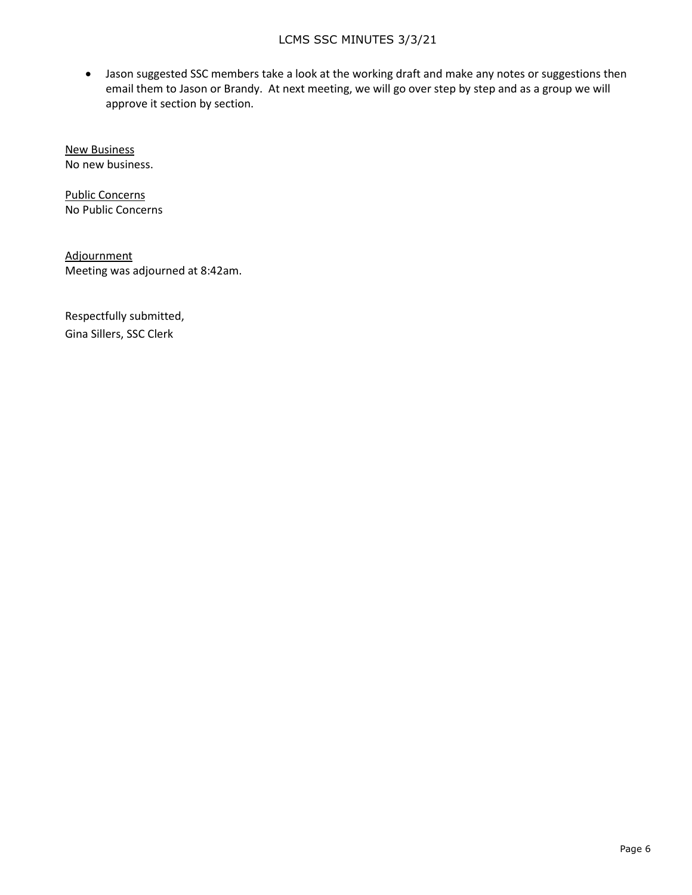- Jason suggested SSC members take a look at the working draft and make any notes or suggestions then email them to Jason or Brandy. At next meeting, we will go over step by step and as a group we will approve it section by section.

<u>New Business</u>
No new business.

<u>Public Concerns</u>
No Public Concerns

<u>Adjournment</u>
Meeting was adjourned at 8:42am.

Respectfully submitted,
Gina Sillers, SSC Clerk